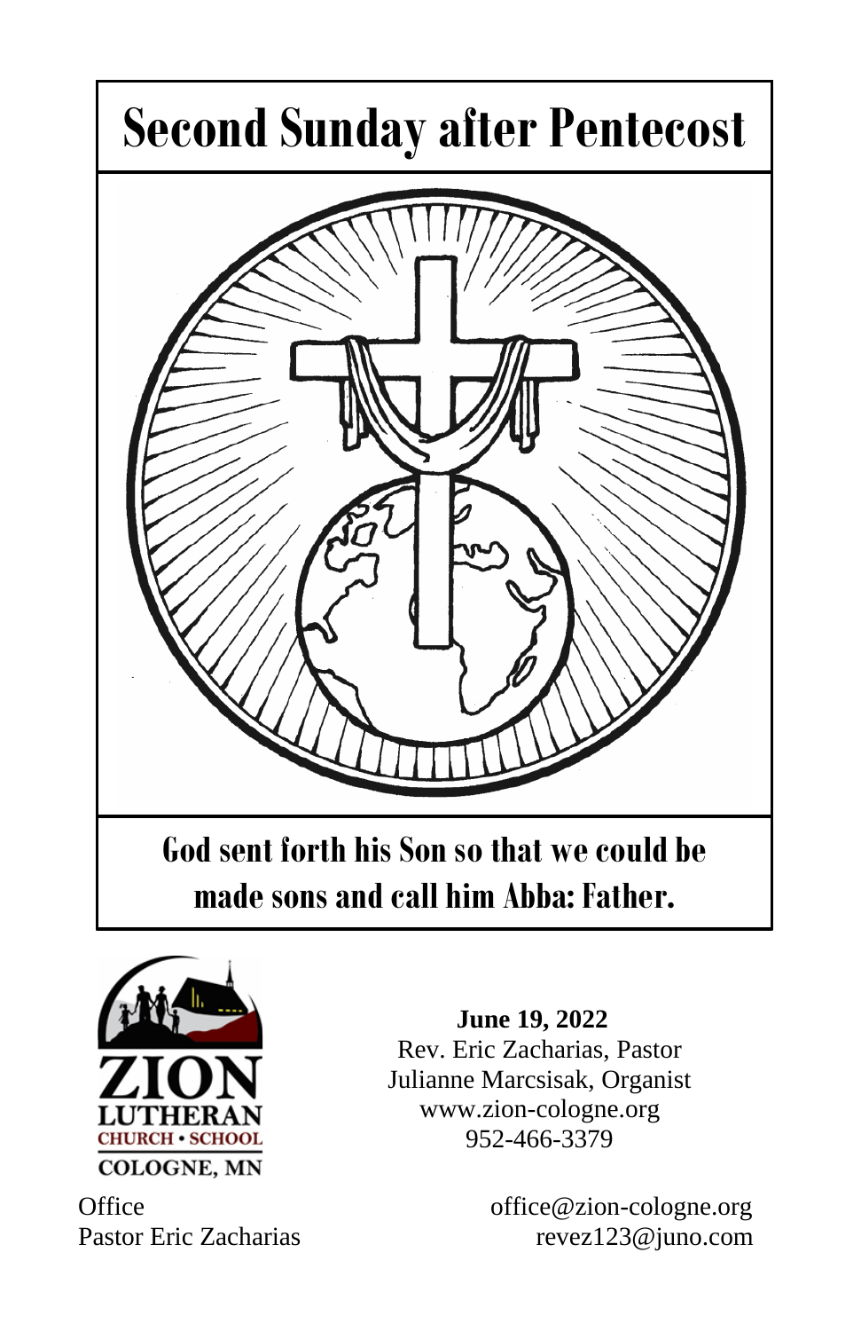# Second Sunday after Pentecost

**God sent forth his Son so that we could be made sons and call him Abba: Father.**

ZION LUTHERAN CHURCH • SCHOOL
COLOGNE, MN

**June 19, 2022**
Rev. Eric Zacharias, Pastor
Julianne Marcsisak, Organist
www.zion-cologne.org
952-466-3379

Office office@zion-cologne.org
Pastor Eric Zacharias revez123@juno.com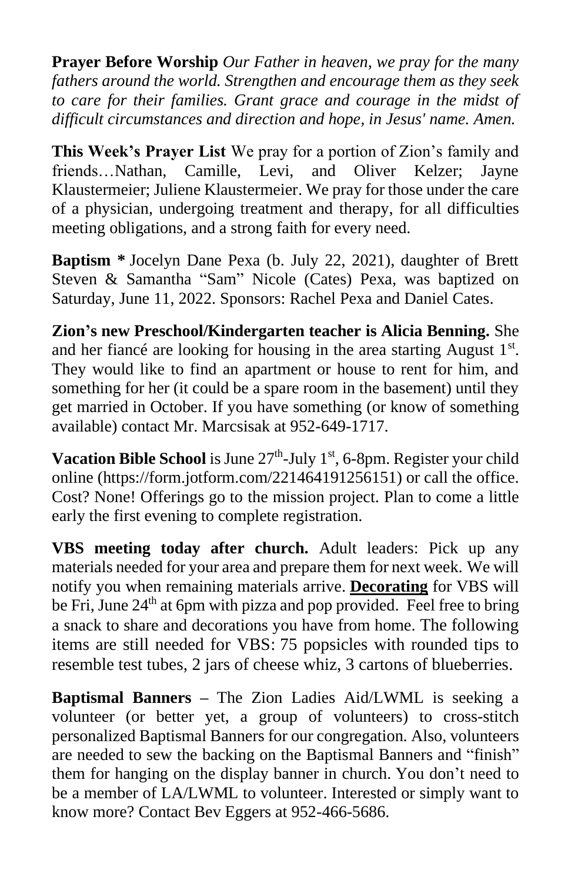**Prayer Before Worship** *Our Father in heaven, we pray for the many fathers around the world. Strengthen and encourage them as they seek to care for their families. Grant grace and courage in the midst of difficult circumstances and direction and hope, in Jesus' name. Amen.*

**This Week's Prayer List** We pray for a portion of Zion's family and friends…Nathan, Camille, Levi, and Oliver Kelzer; Jayne Klaustermeier; Juliene Klaustermeier. We pray for those under the care of a physician, undergoing treatment and therapy, for all difficulties meeting obligations, and a strong faith for every need.

**Baptism *** Jocelyn Dane Pexa (b. July 22, 2021), daughter of Brett Steven & Samantha "Sam" Nicole (Cates) Pexa, was baptized on Saturday, June 11, 2022. Sponsors: Rachel Pexa and Daniel Cates.

**Zion's new Preschool/Kindergarten teacher is Alicia Benning.** She and her fiancé are looking for housing in the area starting August 1st. They would like to find an apartment or house to rent for him, and something for her (it could be a spare room in the basement) until they get married in October. If you have something (or know of something available) contact Mr. Marcsisak at 952-649-1717.

**Vacation Bible School** is June 27th-July 1st, 6-8pm. Register your child online (https://form.jotform.com/221464191256151) or call the office. Cost? None! Offerings go to the mission project. Plan to come a little early the first evening to complete registration.

**VBS meeting today after church.** Adult leaders: Pick up any materials needed for your area and prepare them for next week. We will notify you when remaining materials arrive. **Decorating** for VBS will be Fri, June 24th at 6pm with pizza and pop provided. Feel free to bring a snack to share and decorations you have from home. The following items are still needed for VBS: 75 popsicles with rounded tips to resemble test tubes, 2 jars of cheese whiz, 3 cartons of blueberries.

**Baptismal Banners** – The Zion Ladies Aid/LWML is seeking a volunteer (or better yet, a group of volunteers) to cross-stitch personalized Baptismal Banners for our congregation. Also, volunteers are needed to sew the backing on the Baptismal Banners and "finish" them for hanging on the display banner in church. You don't need to be a member of LA/LWML to volunteer. Interested or simply want to know more? Contact Bev Eggers at 952-466-5686.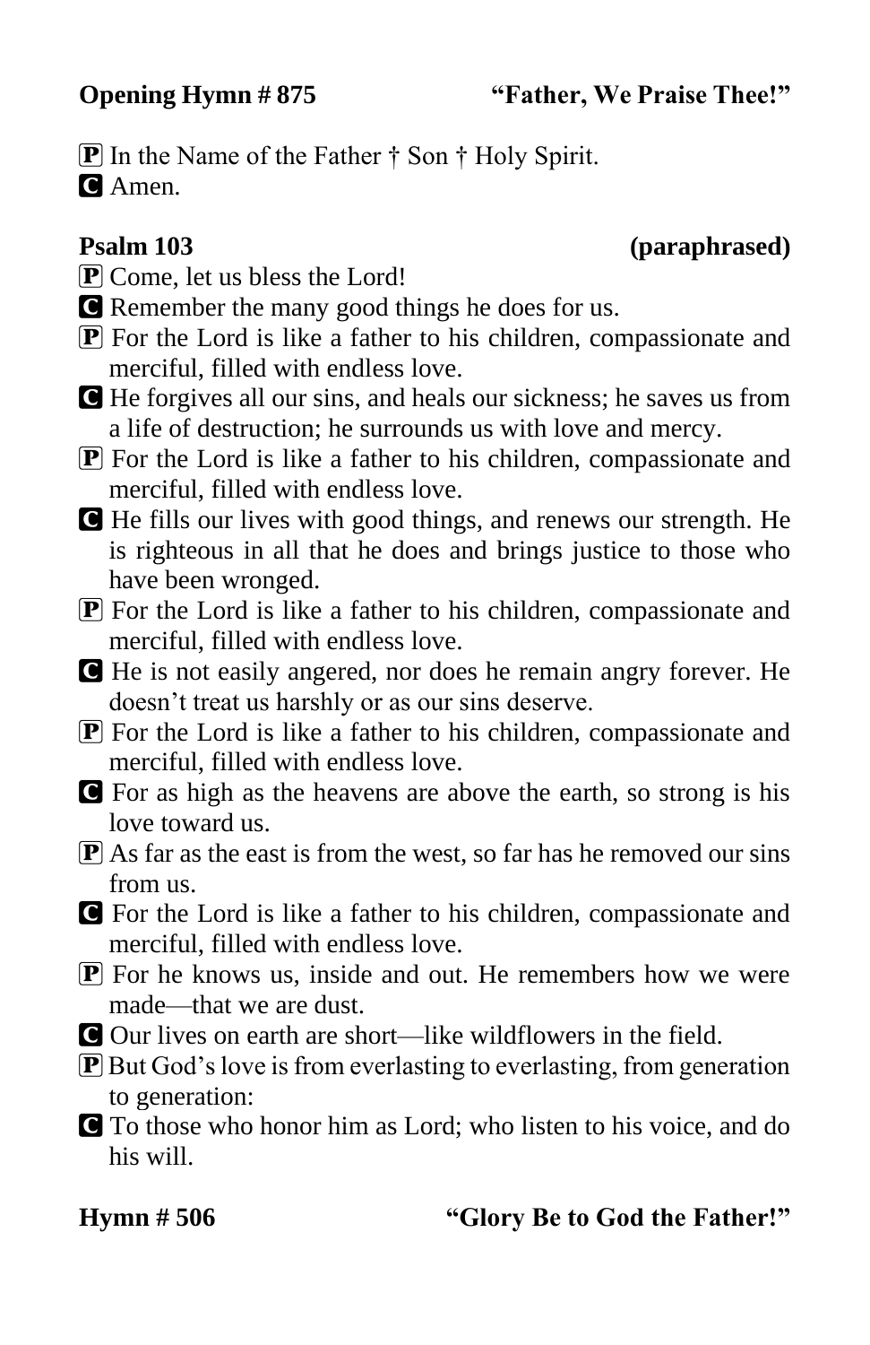**Opening Hymn # 875** **"Father, We Praise Thee!"**

**P** In the Name of the Father † Son † Holy Spirit.
**C** Amen.

**Psalm 103** **(paraphrased)**

**P** Come, let us bless the Lord!

**C** Remember the many good things he does for us.

**P** For the Lord is like a father to his children, compassionate and merciful, filled with endless love.

**C** He forgives all our sins, and heals our sickness; he saves us from a life of destruction; he surrounds us with love and mercy.

**P** For the Lord is like a father to his children, compassionate and merciful, filled with endless love.

**C** He fills our lives with good things, and renews our strength. He is righteous in all that he does and brings justice to those who have been wronged.

**P** For the Lord is like a father to his children, compassionate and merciful, filled with endless love.

**C** He is not easily angered, nor does he remain angry forever. He doesn't treat us harshly or as our sins deserve.

**P** For the Lord is like a father to his children, compassionate and merciful, filled with endless love.

**C** For as high as the heavens are above the earth, so strong is his love toward us.

**P** As far as the east is from the west, so far has he removed our sins from us.

**C** For the Lord is like a father to his children, compassionate and merciful, filled with endless love.

**P** For he knows us, inside and out. He remembers how we were made—that we are dust.

**C** Our lives on earth are short—like wildflowers in the field.

**P** But God's love is from everlasting to everlasting, from generation to generation:

**C** To those who honor him as Lord; who listen to his voice, and do his will.

**Hymn # 506** **"Glory Be to God the Father!"**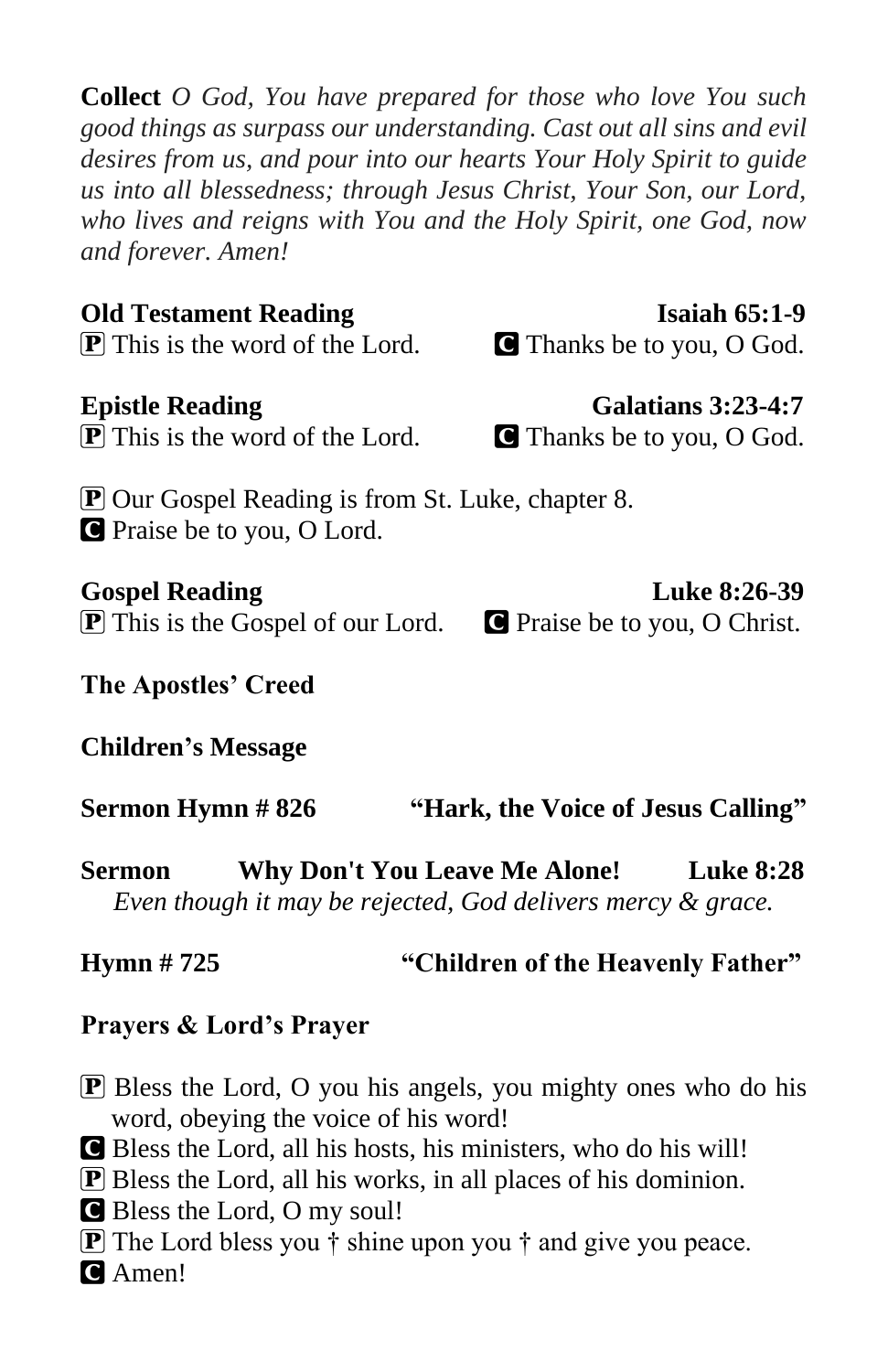**Collect** *O God, You have prepared for those who love You such good things as surpass our understanding. Cast out all sins and evil desires from us, and pour into our hearts Your Holy Spirit to guide us into all blessedness; through Jesus Christ, Your Son, our Lord, who lives and reigns with You and the Holy Spirit, one God, now and forever. Amen!*

**Old Testament Reading** **Isaiah 65:1-9**
P This is the word of the Lord. C Thanks be to you, O God.

**Epistle Reading** **Galatians 3:23-4:7**
P This is the word of the Lord. C Thanks be to you, O God.

P Our Gospel Reading is from St. Luke, chapter 8.
C Praise be to you, O Lord.

**Gospel Reading** **Luke 8:26-39**
P This is the Gospel of our Lord. C Praise be to you, O Christ.

**The Apostles' Creed**

**Children's Message**

**Sermon Hymn # 826** **"Hark, the Voice of Jesus Calling"**

**Sermon** **Why Don't You Leave Me Alone!** **Luke 8:28**
*Even though it may be rejected, God delivers mercy & grace.*

**Hymn # 725** **"Children of the Heavenly Father"**

**Prayers & Lord's Prayer**

P Bless the Lord, O you his angels, you mighty ones who do his word, obeying the voice of his word!
C Bless the Lord, all his hosts, his ministers, who do his will!
P Bless the Lord, all his works, in all places of his dominion.
C Bless the Lord, O my soul!
P The Lord bless you † shine upon you † and give you peace.
C Amen!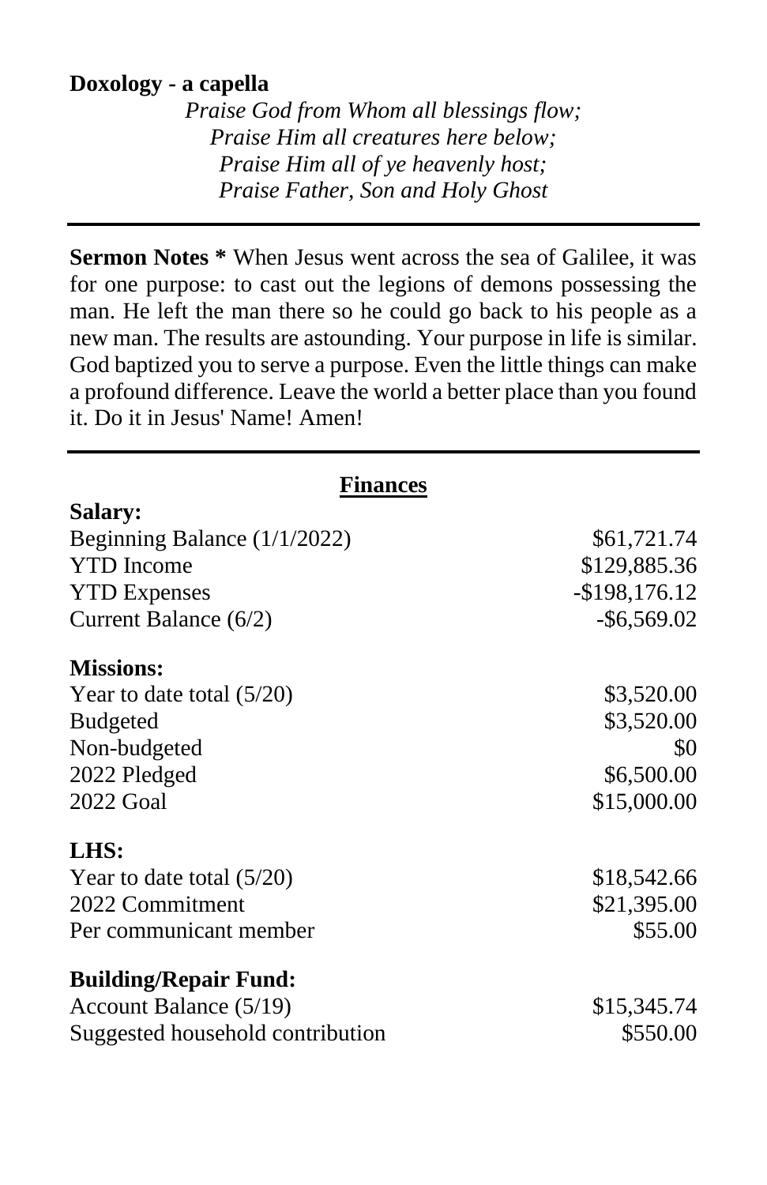**Doxology - a capella**

*Praise God from Whom all blessings flow;*
*Praise Him all creatures here below;*
*Praise Him all of ye heavenly host;*
*Praise Father, Son and Holy Ghost*

---

**Sermon Notes *** When Jesus went across the sea of Galilee, it was for one purpose: to cast out the legions of demons possessing the man. He left the man there so he could go back to his people as a new man. The results are astounding. Your purpose in life is similar. God baptized you to serve a purpose. Even the little things can make a profound difference. Leave the world a better place than you found it. Do it in Jesus' Name! Amen!

---

## Finances

**Salary:**

| | |
|---|---:|
| Beginning Balance (1/1/2022) | $61,721.74 |
| YTD Income | $129,885.36 |
| YTD Expenses | -$198,176.12 |
| Current Balance (6/2) | -$6,569.02 |

**Missions:**

| | |
|---|---:|
| Year to date total (5/20) | $3,520.00 |
| Budgeted | $3,520.00 |
| Non-budgeted | $0 |
| 2022 Pledged | $6,500.00 |
| 2022 Goal | $15,000.00 |

**LHS:**

| | |
|---|---:|
| Year to date total (5/20) | $18,542.66 |
| 2022 Commitment | $21,395.00 |
| Per communicant member | $55.00 |

**Building/Repair Fund:**

| | |
|---|---:|
| Account Balance (5/19) | $15,345.74 |
| Suggested household contribution | $550.00 |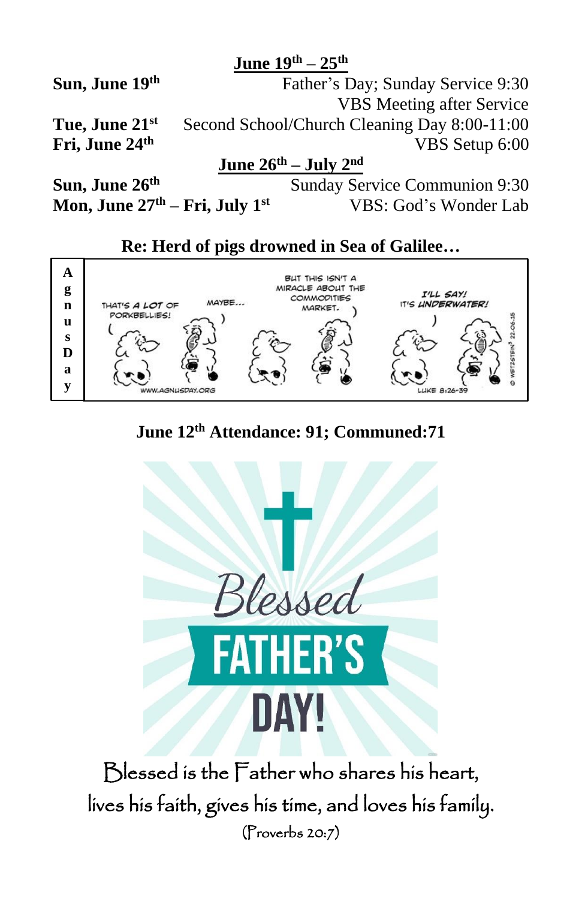## June 19th – 25th

**Sun, June 19th** Father's Day; Sunday Service 9:30
VBS Meeting after Service

**Tue, June 21st** Second School/Church Cleaning Day 8:00-11:00

**Fri, June 24th** VBS Setup 6:00

## June 26th – July 2nd

**Sun, June 26th** Sunday Service Communion 9:30

**Mon, June 27th – Fri, July 1st** VBS: God's Wonder Lab

**Re: Herd of pigs drowned in Sea of Galilee…**

Agnus Day

THAT'S A *LOT* OF PORKBELLIES!

MAYBE...

BUT THIS ISN'T A MIRACLE ABOUT THE COMMODITIES MARKET.

*I'LL SAY!* IT'S *UNDERWATER!*

WWW.AGNUSDAY.ORG

LUKE 8:26-39

© WETZSTEIN 22.06.15

**June 12th Attendance: 91; Communed:71**

Blessed FATHER'S DAY!

Blessed is the Father who shares his heart, lives his faith, gives his time, and loves his family.

(Proverbs 20:7)